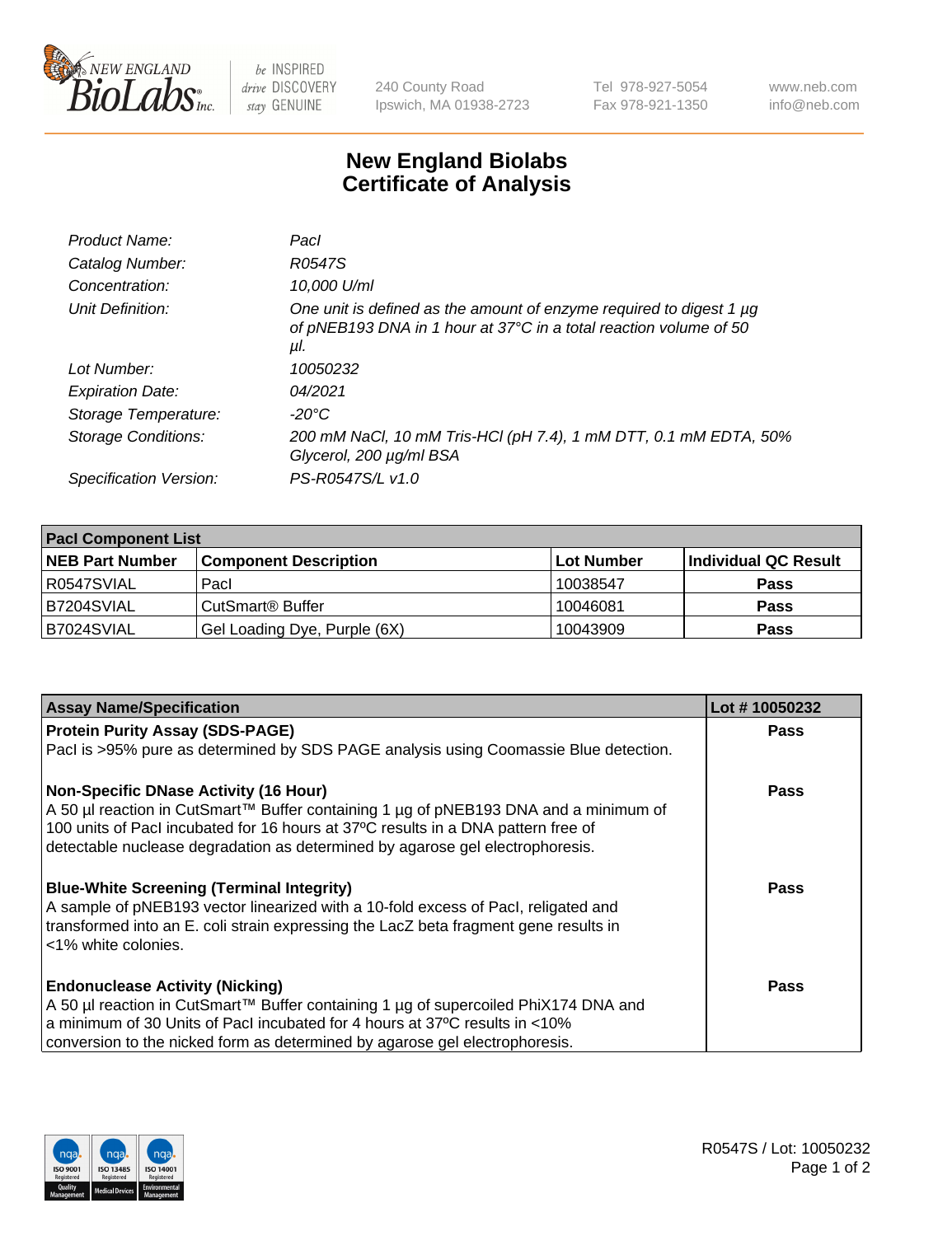New England BioLabs Inc. — be INSPIRED drive DISCOVERY stay GENUINE

240 County Road
Ipswich, MA 01938-2723

Tel 978-927-5054
Fax 978-921-1350

www.neb.com
info@neb.com

# New England Biolabs
# Certificate of Analysis

| | |
|---|---|
| *Product Name:* | *PacI* |
| *Catalog Number:* | *R0547S* |
| *Concentration:* | *10,000 U/ml* |
| *Unit Definition:* | *One unit is defined as the amount of enzyme required to digest 1 µg of pNEB193 DNA in 1 hour at 37°C in a total reaction volume of 50 µl.* |
| *Lot Number:* | *10050232* |
| *Expiration Date:* | *04/2021* |
| *Storage Temperature:* | *-20°C* |
| *Storage Conditions:* | *200 mM NaCl, 10 mM Tris-HCl (pH 7.4), 1 mM DTT, 0.1 mM EDTA, 50% Glycerol, 200 µg/ml BSA* |
| *Specification Version:* | *PS-R0547S/L v1.0* |

| **PacI Component List** | | | |
|---|---|---|---|
| **NEB Part Number** | **Component Description** | **Lot Number** | **Individual QC Result** |
| R0547SVIAL | PacI | 10038547 | **Pass** |
| B7204SVIAL | CutSmart® Buffer | 10046081 | **Pass** |
| B7024SVIAL | Gel Loading Dye, Purple (6X) | 10043909 | **Pass** |

| **Assay Name/Specification** | **Lot # 10050232** |
|---|---|
| **Protein Purity Assay (SDS-PAGE)**<br>PacI is >95% pure as determined by SDS PAGE analysis using Coomassie Blue detection. | **Pass** |
| **Non-Specific DNase Activity (16 Hour)**<br>A 50 µl reaction in CutSmart™ Buffer containing 1 µg of pNEB193 DNA and a minimum of 100 units of PacI incubated for 16 hours at 37ºC results in a DNA pattern free of detectable nuclease degradation as determined by agarose gel electrophoresis. | **Pass** |
| **Blue-White Screening (Terminal Integrity)**<br>A sample of pNEB193 vector linearized with a 10-fold excess of PacI, religated and transformed into an E. coli strain expressing the LacZ beta fragment gene results in <1% white colonies. | **Pass** |
| **Endonuclease Activity (Nicking)**<br>A 50 µl reaction in CutSmart™ Buffer containing 1 µg of supercoiled PhiX174 DNA and a minimum of 30 Units of PacI incubated for 4 hours at 37ºC results in <10% conversion to the nicked form as determined by agarose gel electrophoresis. | **Pass** |

R0547S / Lot: 10050232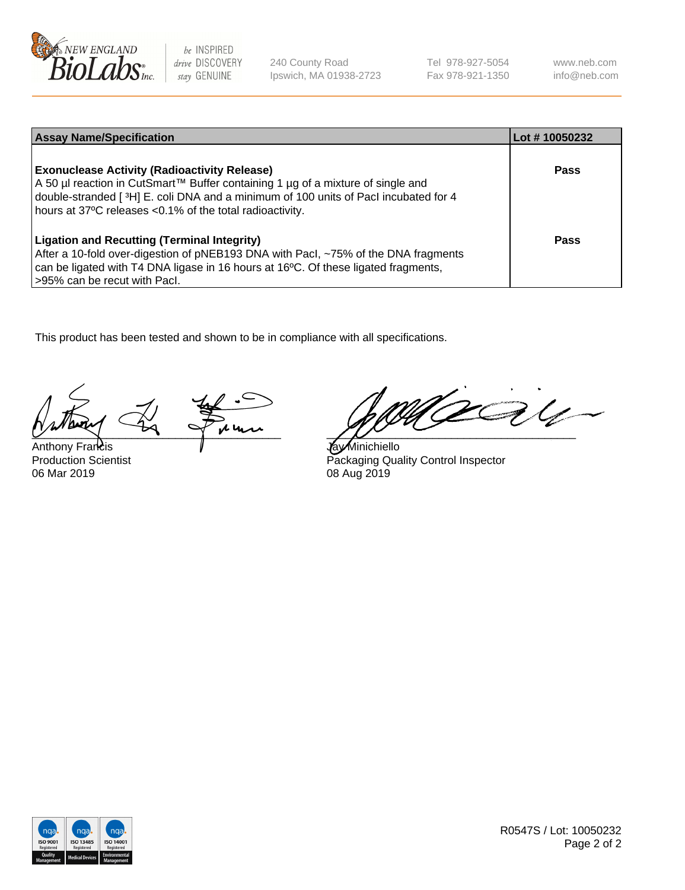be INSPIRED
drive DISCOVERY
stay GENUINE

240 County Road
Ipswich, MA 01938-2723

Tel 978-927-5054
Fax 978-921-1350

www.neb.com
info@neb.com

| Assay Name/Specification | Lot # 10050232 |
|---|---|
| **Exonuclease Activity (Radioactivity Release)**<br>A 50 µl reaction in CutSmart™ Buffer containing 1 µg of a mixture of single and double-stranded [ ³H] E. coli DNA and a minimum of 100 units of PacI incubated for 4 hours at 37ºC releases <0.1% of the total radioactivity. | **Pass** |
| **Ligation and Recutting (Terminal Integrity)**<br>After a 10-fold over-digestion of pNEB193 DNA with PacI, ~75% of the DNA fragments can be ligated with T4 DNA ligase in 16 hours at 16ºC. Of these ligated fragments, >95% can be recut with PacI. | **Pass** |

This product has been tested and shown to be in compliance with all specifications.

Anthony Francis
Production Scientist
06 Mar 2019

Jay Minichiello
Packaging Quality Control Inspector
08 Aug 2019

R0547S / Lot: 10050232